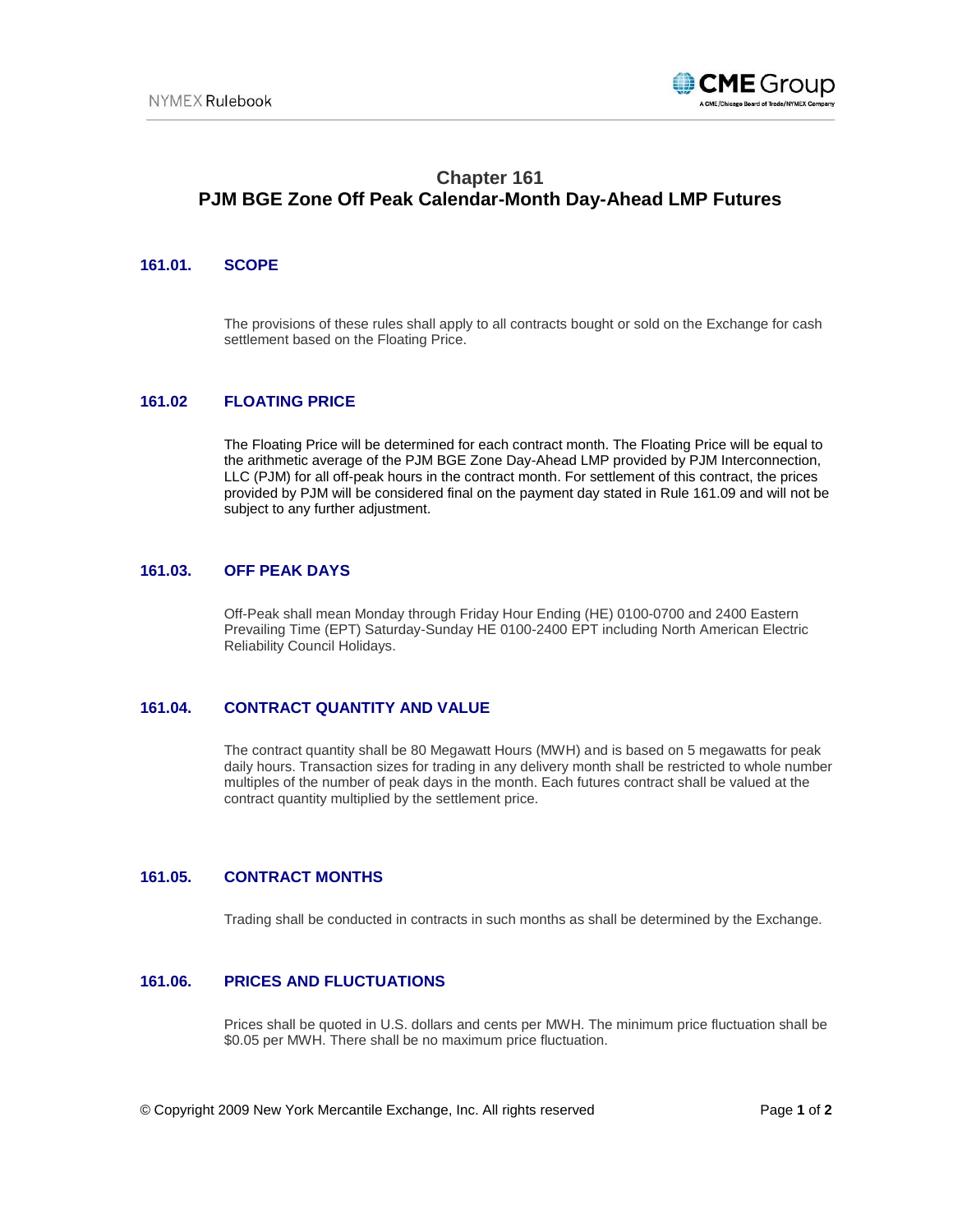# Chapter 161
# PJM BGE Zone Off Peak Calendar-Month Day-Ahead LMP Futures

## 161.01. SCOPE

The provisions of these rules shall apply to all contracts bought or sold on the Exchange for cash settlement based on the Floating Price.

## 161.02 FLOATING PRICE

The Floating Price will be determined for each contract month. The Floating Price will be equal to the arithmetic average of the PJM BGE Zone Day-Ahead LMP provided by PJM Interconnection, LLC (PJM) for all off-peak hours in the contract month. For settlement of this contract, the prices provided by PJM will be considered final on the payment day stated in Rule 161.09 and will not be subject to any further adjustment.

## 161.03. OFF PEAK DAYS

Off-Peak shall mean Monday through Friday Hour Ending (HE) 0100-0700 and 2400 Eastern Prevailing Time (EPT) Saturday-Sunday HE 0100-2400 EPT including North American Electric Reliability Council Holidays.

## 161.04. CONTRACT QUANTITY AND VALUE

The contract quantity shall be 80 Megawatt Hours (MWH) and is based on 5 megawatts for peak daily hours. Transaction sizes for trading in any delivery month shall be restricted to whole number multiples of the number of peak days in the month. Each futures contract shall be valued at the contract quantity multiplied by the settlement price.

## 161.05. CONTRACT MONTHS

Trading shall be conducted in contracts in such months as shall be determined by the Exchange.

## 161.06. PRICES AND FLUCTUATIONS

Prices shall be quoted in U.S. dollars and cents per MWH. The minimum price fluctuation shall be $0.05 per MWH. There shall be no maximum price fluctuation.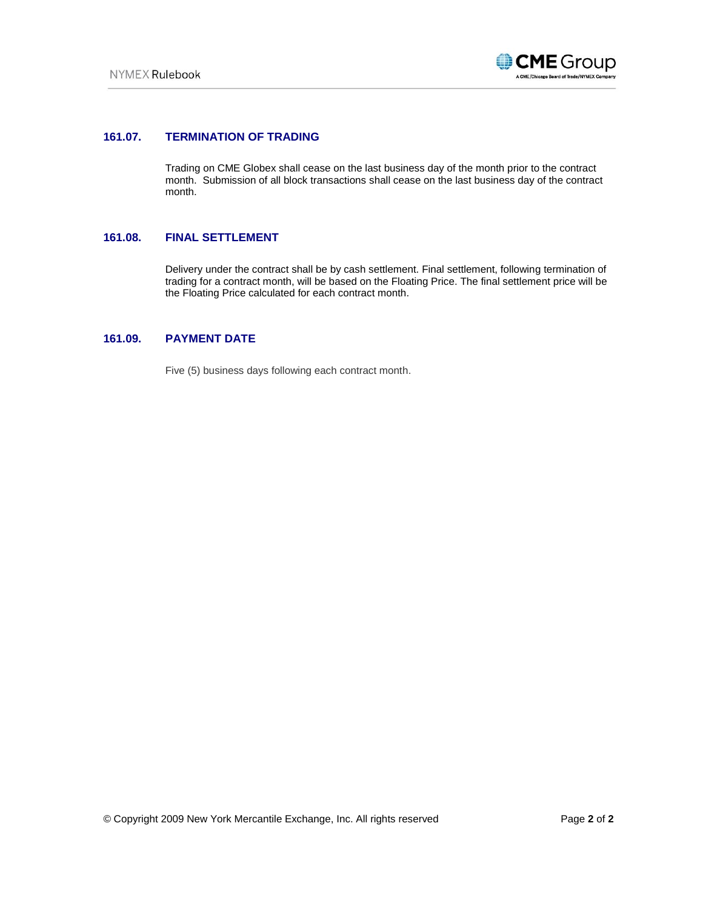## 161.07. TERMINATION OF TRADING

Trading on CME Globex shall cease on the last business day of the month prior to the contract month. Submission of all block transactions shall cease on the last business day of the contract month.

## 161.08. FINAL SETTLEMENT

Delivery under the contract shall be by cash settlement. Final settlement, following termination of trading for a contract month, will be based on the Floating Price. The final settlement price will be the Floating Price calculated for each contract month.

## 161.09. PAYMENT DATE

Five (5) business days following each contract month.